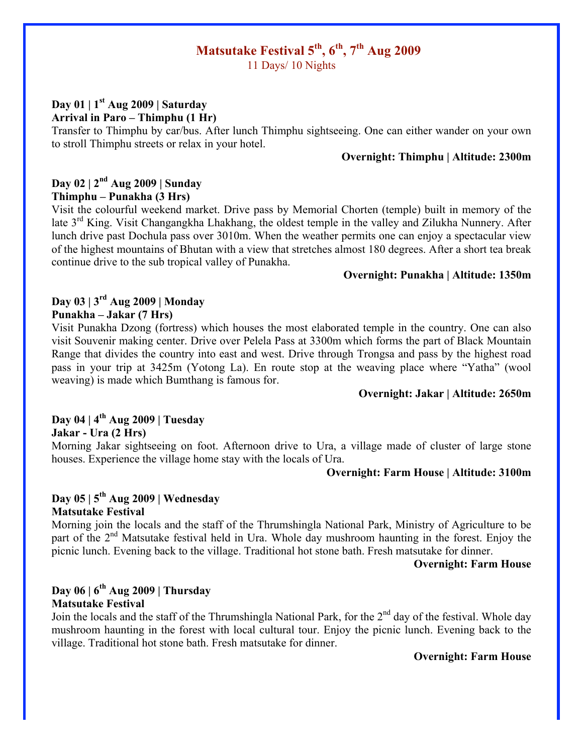# Matsutake Festival 5th, 6th, 7th Aug 2009

11 Days/ 10 Nights

**Day 01 | 1st Aug 2009 | Saturday**
**Arrival in Paro – Thimphu (1 Hr)**

Transfer to Thimphu by car/bus. After lunch Thimphu sightseeing. One can either wander on your own to stroll Thimphu streets or relax in your hotel.

**Overnight: Thimphu | Altitude: 2300m**

**Day 02 | 2nd Aug 2009 | Sunday**
**Thimphu – Punakha (3 Hrs)**

Visit the colourful weekend market. Drive pass by Memorial Chorten (temple) built in memory of the late 3rd King. Visit Changangkha Lhakhang, the oldest temple in the valley and Zilukha Nunnery. After lunch drive past Dochula pass over 3010m. When the weather permits one can enjoy a spectacular view of the highest mountains of Bhutan with a view that stretches almost 180 degrees. After a short tea break continue drive to the sub tropical valley of Punakha.

**Overnight: Punakha | Altitude: 1350m**

**Day 03 | 3rd Aug 2009 | Monday**
**Punakha – Jakar (7 Hrs)**

Visit Punakha Dzong (fortress) which houses the most elaborated temple in the country. One can also visit Souvenir making center. Drive over Pelela Pass at 3300m which forms the part of Black Mountain Range that divides the country into east and west. Drive through Trongsa and pass by the highest road pass in your trip at 3425m (Yotong La). En route stop at the weaving place where "Yatha" (wool weaving) is made which Bumthang is famous for.

**Overnight: Jakar | Altitude: 2650m**

**Day 04 | 4th Aug 2009 | Tuesday**
**Jakar - Ura (2 Hrs)**

Morning Jakar sightseeing on foot. Afternoon drive to Ura, a village made of cluster of large stone houses. Experience the village home stay with the locals of Ura.

**Overnight: Farm House | Altitude: 3100m**

**Day 05 | 5th Aug 2009 | Wednesday**
**Matsutake Festival**

Morning join the locals and the staff of the Thrumshingla National Park, Ministry of Agriculture to be part of the 2nd Matsutake festival held in Ura. Whole day mushroom haunting in the forest. Enjoy the picnic lunch. Evening back to the village. Traditional hot stone bath. Fresh matsutake for dinner.

**Overnight: Farm House**

**Day 06 | 6th Aug 2009 | Thursday**
**Matsutake Festival**

Join the locals and the staff of the Thrumshingla National Park, for the 2nd day of the festival. Whole day mushroom haunting in the forest with local cultural tour. Enjoy the picnic lunch. Evening back to the village. Traditional hot stone bath. Fresh matsutake for dinner.

**Overnight: Farm House**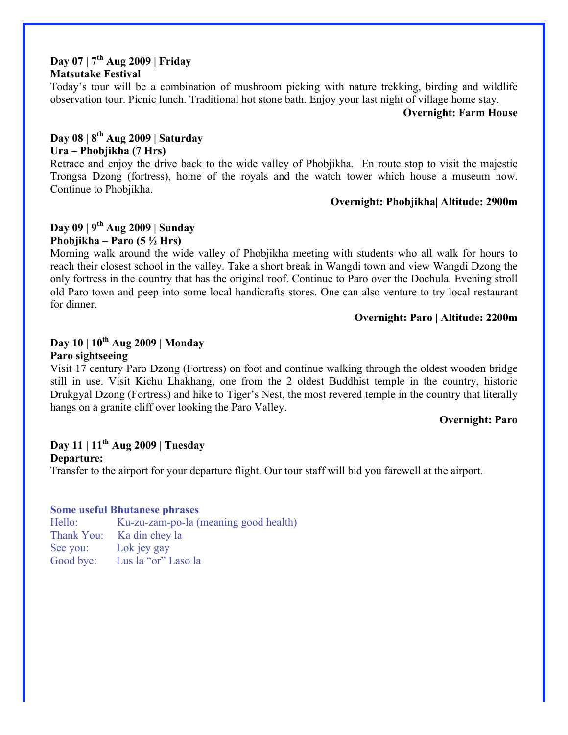**Day 07 | 7th Aug 2009 | Friday**
**Matsutake Festival**

Today's tour will be a combination of mushroom picking with nature trekking, birding and wildlife observation tour. Picnic lunch. Traditional hot stone bath. Enjoy your last night of village home stay.

**Overnight: Farm House**

**Day 08 | 8th Aug 2009 | Saturday**
**Ura – Phobjikha (7 Hrs)**

Retrace and enjoy the drive back to the wide valley of Phobjikha. En route stop to visit the majestic Trongsa Dzong (fortress), home of the royals and the watch tower which house a museum now. Continue to Phobjikha.

**Overnight: Phobjikha| Altitude: 2900m**

**Day 09 | 9th Aug 2009 | Sunday**
**Phobjikha – Paro (5 ½ Hrs)**

Morning walk around the wide valley of Phobjikha meeting with students who all walk for hours to reach their closest school in the valley. Take a short break in Wangdi town and view Wangdi Dzong the only fortress in the country that has the original roof. Continue to Paro over the Dochula. Evening stroll old Paro town and peep into some local handicrafts stores. One can also venture to try local restaurant for dinner.

**Overnight: Paro | Altitude: 2200m**

**Day 10 | 10th Aug 2009 | Monday**
**Paro sightseeing**

Visit 17 century Paro Dzong (Fortress) on foot and continue walking through the oldest wooden bridge still in use. Visit Kichu Lhakhang, one from the 2 oldest Buddhist temple in the country, historic Drukgyal Dzong (Fortress) and hike to Tiger's Nest, the most revered temple in the country that literally hangs on a granite cliff over looking the Paro Valley.

**Overnight: Paro**

**Day 11 | 11th Aug 2009 | Tuesday**
**Departure:**

Transfer to the airport for your departure flight. Our tour staff will bid you farewell at the airport.

**Some useful Bhutanese phrases**

Hello: Ku-zu-zam-po-la (meaning good health)
Thank You: Ka din chey la
See you: Lok jey gay
Good bye: Lus la "or" Laso la